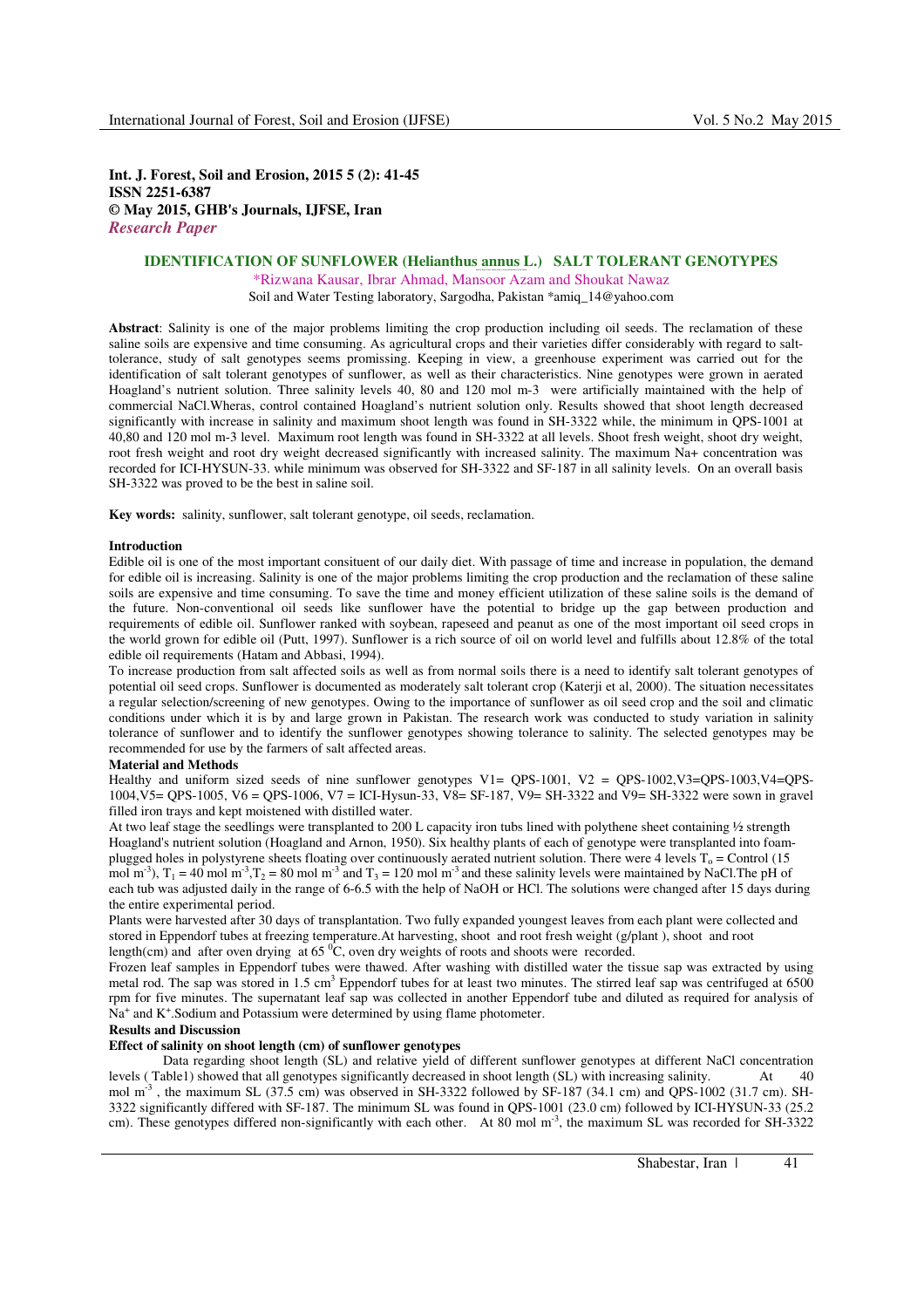**Int. J. Forest, Soil and Erosion, 2015 5 (2): 41-45**
**ISSN 2251-6387**
**© May 2015, GHB's Journals, IJFSE, Iran**
***Research Paper***

# IDENTIFICATION OF SUNFLOWER (Helianthus annus L.) SALT TOLERANT GENOTYPES

*Rizwana Kausar, Ibrar Ahmad, Mansoor Azam and Shoukat Nawaz

Soil and Water Testing laboratory, Sargodha, Pakistan *amiq_14@yahoo.com

**Abstract**: Salinity is one of the major problems limiting the crop production including oil seeds. The reclamation of these saline soils are expensive and time consuming. As agricultural crops and their varieties differ considerably with regard to salt-tolerance, study of salt genotypes seems promissing. Keeping in view, a greenhouse experiment was carried out for the identification of salt tolerant genotypes of sunflower, as well as their characteristics. Nine genotypes were grown in aerated Hoagland's nutrient solution. Three salinity levels 40, 80 and 120 mol m-3 were artificially maintained with the help of commercial NaCl.Wheras, control contained Hoagland's nutrient solution only. Results showed that shoot length decreased significantly with increase in salinity and maximum shoot length was found in SH-3322 while, the minimum in QPS-1001 at 40,80 and 120 mol m-3 level. Maximum root length was found in SH-3322 at all levels. Shoot fresh weight, shoot dry weight, root fresh weight and root dry weight decreased significantly with increased salinity. The maximum Na+ concentration was recorded for ICI-HYSUN-33. while minimum was observed for SH-3322 and SF-187 in all salinity levels. On an overall basis SH-3322 was proved to be the best in saline soil.

**Key words:** salinity, sunflower, salt tolerant genotype, oil seeds, reclamation.

## Introduction

Edible oil is one of the most important consituent of our daily diet. With passage of time and increase in population, the demand for edible oil is increasing. Salinity is one of the major problems limiting the crop production and the reclamation of these saline soils are expensive and time consuming. To save the time and money efficient utilization of these saline soils is the demand of the future. Non-conventional oil seeds like sunflower have the potential to bridge up the gap between production and requirements of edible oil. Sunflower ranked with soybean, rapeseed and peanut as one of the most important oil seed crops in the world grown for edible oil (Putt, 1997). Sunflower is a rich source of oil on world level and fulfills about 12.8% of the total edible oil requirements (Hatam and Abbasi, 1994).

To increase production from salt affected soils as well as from normal soils there is a need to identify salt tolerant genotypes of potential oil seed crops. Sunflower is documented as moderately salt tolerant crop (Katerji et al, 2000). The situation necessitates a regular selection/screening of new genotypes. Owing to the importance of sunflower as oil seed crop and the soil and climatic conditions under which it is by and large grown in Pakistan. The research work was conducted to study variation in salinity tolerance of sunflower and to identify the sunflower genotypes showing tolerance to salinity. The selected genotypes may be recommended for use by the farmers of salt affected areas.

## Material and Methods

Healthy and uniform sized seeds of nine sunflower genotypes V1= QPS-1001, V2 = QPS-1002,V3=QPS-1003,V4=QPS-1004,V5= QPS-1005, V6 = QPS-1006, V7 = ICI-Hysun-33, V8= SF-187, V9= SH-3322 and V9= SH-3322 were sown in gravel filled iron trays and kept moistened with distilled water.

At two leaf stage the seedlings were transplanted to 200 L capacity iron tubs lined with polythene sheet containing ½ strength Hoagland's nutrient solution (Hoagland and Arnon, 1950). Six healthy plants of each of genotype were transplanted into foam-plugged holes in polystyrene sheets floating over continuously aerated nutrient solution. There were 4 levels $T_o$ = Control (15 mol $m^{-3}$), $T_1$ = 40 mol $m^{-3}$,$T_2$ = 80 mol $m^{-3}$ and $T_3$ = 120 mol $m^{-3}$ and these salinity levels were maintained by NaCl.The pH of each tub was adjusted daily in the range of 6-6.5 with the help of NaOH or HCl. The solutions were changed after 15 days during the entire experimental period.

Plants were harvested after 30 days of transplantation. Two fully expanded youngest leaves from each plant were collected and stored in Eppendorf tubes at freezing temperature.At harvesting, shoot and root fresh weight (g/plant ), shoot and root length(cm) and after oven drying at 65 $^{0}$C, oven dry weights of roots and shoots were recorded.

Frozen leaf samples in Eppendorf tubes were thawed. After washing with distilled water the tissue sap was extracted by using metal rod. The sap was stored in 1.5 $cm^3$ Eppendorf tubes for at least two minutes. The stirred leaf sap was centrifuged at 6500 rpm for five minutes. The supernatant leaf sap was collected in another Eppendorf tube and diluted as required for analysis of $Na^+$ and $K^+$.Sodium and Potassium were determined by using flame photometer.

## Results and Discussion

### Effect of salinity on shoot length (cm) of sunflower genotypes

Data regarding shoot length (SL) and relative yield of different sunflower genotypes at different NaCl concentration levels ( Table1) showed that all genotypes significantly decreased in shoot length (SL) with increasing salinity. At 40 mol $m^{-3}$ , the maximum SL (37.5 cm) was observed in SH-3322 followed by SF-187 (34.1 cm) and QPS-1002 (31.7 cm). SH-3322 significantly differed with SF-187. The minimum SL was found in QPS-1001 (23.0 cm) followed by ICI-HYSUN-33 (25.2 cm). These genotypes differed non-significantly with each other. At 80 mol $m^{-3}$, the maximum SL was recorded for SH-3322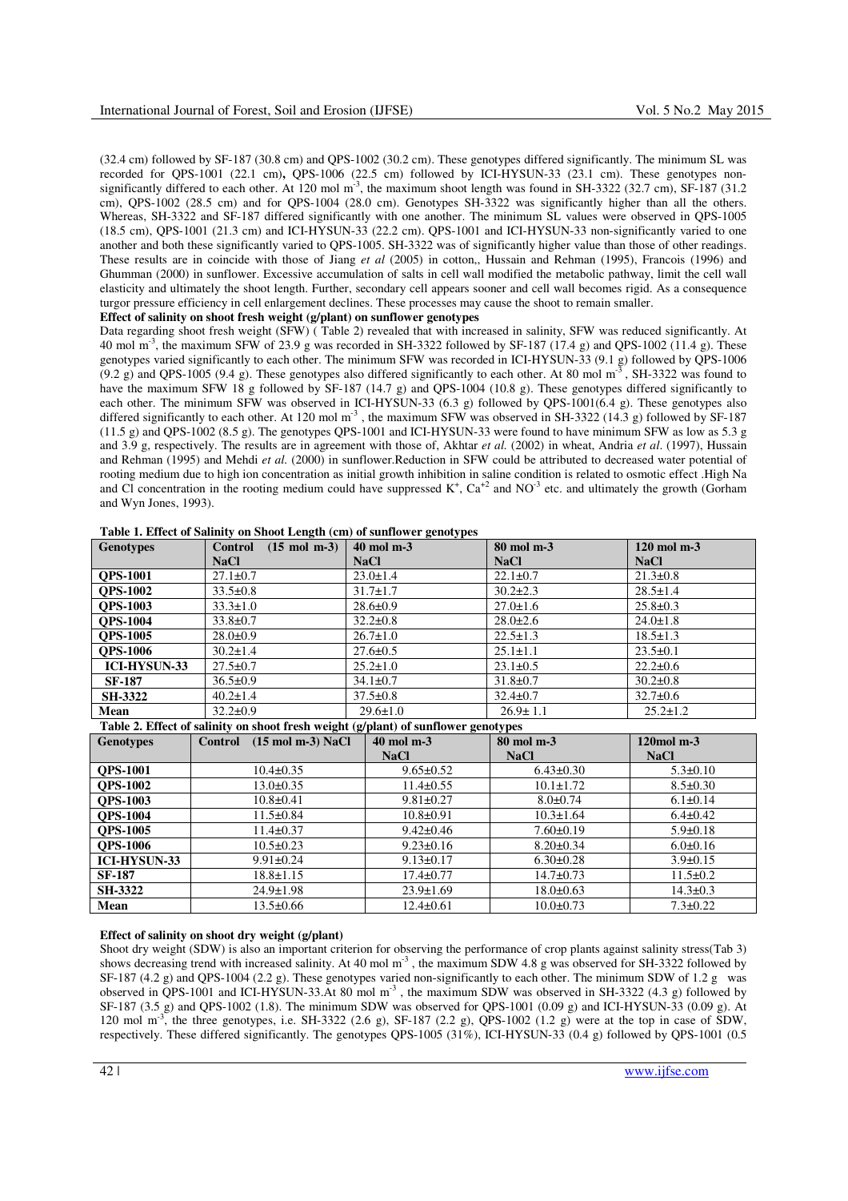(32.4 cm) followed by SF-187 (30.8 cm) and QPS-1002 (30.2 cm). These genotypes differed significantly. The minimum SL was recorded for QPS-1001 (22.1 cm), QPS-1006 (22.5 cm) followed by ICI-HYSUN-33 (23.1 cm). These genotypes non-significantly differed to each other. At 120 mol $m^{-3}$, the maximum shoot length was found in SH-3322 (32.7 cm), SF-187 (31.2 cm), QPS-1002 (28.5 cm) and for QPS-1004 (28.0 cm). Genotypes SH-3322 was significantly higher than all the others. Whereas, SH-3322 and SF-187 differed significantly with one another. The minimum SL values were observed in QPS-1005 (18.5 cm), QPS-1001 (21.3 cm) and ICI-HYSUN-33 (22.2 cm). QPS-1001 and ICI-HYSUN-33 non-significantly varied to one another and both these significantly varied to QPS-1005. SH-3322 was of significantly higher value than those of other readings. These results are in coincide with those of Jiang *et al* (2005) in cotton,, Hussain and Rehman (1995), Francois (1996) and Ghumman (2000) in sunflower. Excessive accumulation of salts in cell wall modified the metabolic pathway, limit the cell wall elasticity and ultimately the shoot length. Further, secondary cell appears sooner and cell wall becomes rigid. As a consequence turgor pressure efficiency in cell enlargement declines. These processes may cause the shoot to remain smaller.

**Effect of salinity on shoot fresh weight (g/plant) on sunflower genotypes**

Data regarding shoot fresh weight (SFW) ( Table 2) revealed that with increased in salinity, SFW was reduced significantly. At 40 mol $m^{-3}$, the maximum SFW of 23.9 g was recorded in SH-3322 followed by SF-187 (17.4 g) and QPS-1002 (11.4 g). These genotypes varied significantly to each other. The minimum SFW was recorded in ICI-HYSUN-33 (9.1 g) followed by QPS-1006 (9.2 g) and QPS-1005 (9.4 g). These genotypes also differed significantly to each other. At 80 mol $m^{-3}$, SH-3322 was found to have the maximum SFW 18 g followed by SF-187 (14.7 g) and QPS-1004 (10.8 g). These genotypes differed significantly to each other. The minimum SFW was observed in ICI-HYSUN-33 (6.3 g) followed by QPS-1001(6.4 g). These genotypes also differed significantly to each other. At 120 mol $m^{-3}$, the maximum SFW was observed in SH-3322 (14.3 g) followed by SF-187 (11.5 g) and QPS-1002 (8.5 g). The genotypes QPS-1001 and ICI-HYSUN-33 were found to have minimum SFW as low as 5.3 g and 3.9 g, respectively. The results are in agreement with those of, Akhtar *et al.* (2002) in wheat, Andria *et al*. (1997), Hussain and Rehman (1995) and Mehdi *et al.* (2000) in sunflower.Reduction in SFW could be attributed to decreased water potential of rooting medium due to high ion concentration as initial growth inhibition in saline condition is related to osmotic effect .High Na and Cl concentration in the rooting medium could have suppressed $K^+$, $Ca^{+2}$ and $NO^{-3}$ etc. and ultimately the growth (Gorham and Wyn Jones, 1993).

**Table 1. Effect of Salinity on Shoot Length (cm) of sunflower genotypes**

| Genotypes | Control (15 mol m-3) NaCl | 40 mol m-3 NaCl | 80 mol m-3 NaCl | 120 mol m-3 NaCl |
|---|---|---|---|---|
| QPS-1001 | 27.1±0.7 | 23.0±1.4 | 22.1±0.7 | 21.3±0.8 |
| QPS-1002 | 33.5±0.8 | 31.7±1.7 | 30.2±2.3 | 28.5±1.4 |
| QPS-1003 | 33.3±1.0 | 28.6±0.9 | 27.0±1.6 | 25.8±0.3 |
| QPS-1004 | 33.8±0.7 | 32.2±0.8 | 28.0±2.6 | 24.0±1.8 |
| QPS-1005 | 28.0±0.9 | 26.7±1.0 | 22.5±1.3 | 18.5±1.3 |
| QPS-1006 | 30.2±1.4 | 27.6±0.5 | 25.1±1.1 | 23.5±0.1 |
| ICI-HYSUN-33 | 27.5±0.7 | 25.2±1.0 | 23.1±0.5 | 22.2±0.6 |
| SF-187 | 36.5±0.9 | 34.1±0.7 | 31.8±0.7 | 30.2±0.8 |
| SH-3322 | 40.2±1.4 | 37.5±0.8 | 32.4±0.7 | 32.7±0.6 |
| Mean | 32.2±0.9 | 29.6±1.0 | 26.9± 1.1 | 25.2±1.2 |

**Table 2. Effect of salinity on shoot fresh weight (g/plant) of sunflower genotypes**

| Genotypes | Control (15 mol m-3) NaCl | 40 mol m-3 NaCl | 80 mol m-3 NaCl | 120mol m-3 NaCl |
|---|---|---|---|---|
| QPS-1001 | 10.4±0.35 | 9.65±0.52 | 6.43±0.30 | 5.3±0.10 |
| QPS-1002 | 13.0±0.35 | 11.4±0.55 | 10.1±1.72 | 8.5±0.30 |
| QPS-1003 | 10.8±0.41 | 9.81±0.27 | 8.0±0.74 | 6.1±0.14 |
| QPS-1004 | 11.5±0.84 | 10.8±0.91 | 10.3±1.64 | 6.4±0.42 |
| QPS-1005 | 11.4±0.37 | 9.42±0.46 | 7.60±0.19 | 5.9±0.18 |
| QPS-1006 | 10.5±0.23 | 9.23±0.16 | 8.20±0.34 | 6.0±0.16 |
| ICI-HYSUN-33 | 9.91±0.24 | 9.13±0.17 | 6.30±0.28 | 3.9±0.15 |
| SF-187 | 18.8±1.15 | 17.4±0.77 | 14.7±0.73 | 11.5±0.2 |
| SH-3322 | 24.9±1.98 | 23.9±1.69 | 18.0±0.63 | 14.3±0.3 |
| Mean | 13.5±0.66 | 12.4±0.61 | 10.0±0.73 | 7.3±0.22 |

**Effect of salinity on shoot dry weight (g/plant)**

Shoot dry weight (SDW) is also an important criterion for observing the performance of crop plants against salinity stress(Tab 3) shows decreasing trend with increased salinity. At 40 mol $m^{-3}$, the maximum SDW 4.8 g was observed for SH-3322 followed by SF-187 (4.2 g) and QPS-1004 (2.2 g). These genotypes varied non-significantly to each other. The minimum SDW of 1.2 g was observed in QPS-1001 and ICI-HYSUN-33.At 80 mol $m^{-3}$, the maximum SDW was observed in SH-3322 (4.3 g) followed by SF-187 (3.5 g) and QPS-1002 (1.8). The minimum SDW was observed for QPS-1001 (0.09 g) and ICI-HYSUN-33 (0.09 g). At 120 mol $m^{-3}$, the three genotypes, i.e. SH-3322 (2.6 g), SF-187 (2.2 g), QPS-1002 (1.2 g) were at the top in case of SDW, respectively. These differed significantly. The genotypes QPS-1005 (31%), ICI-HYSUN-33 (0.4 g) followed by QPS-1001 (0.5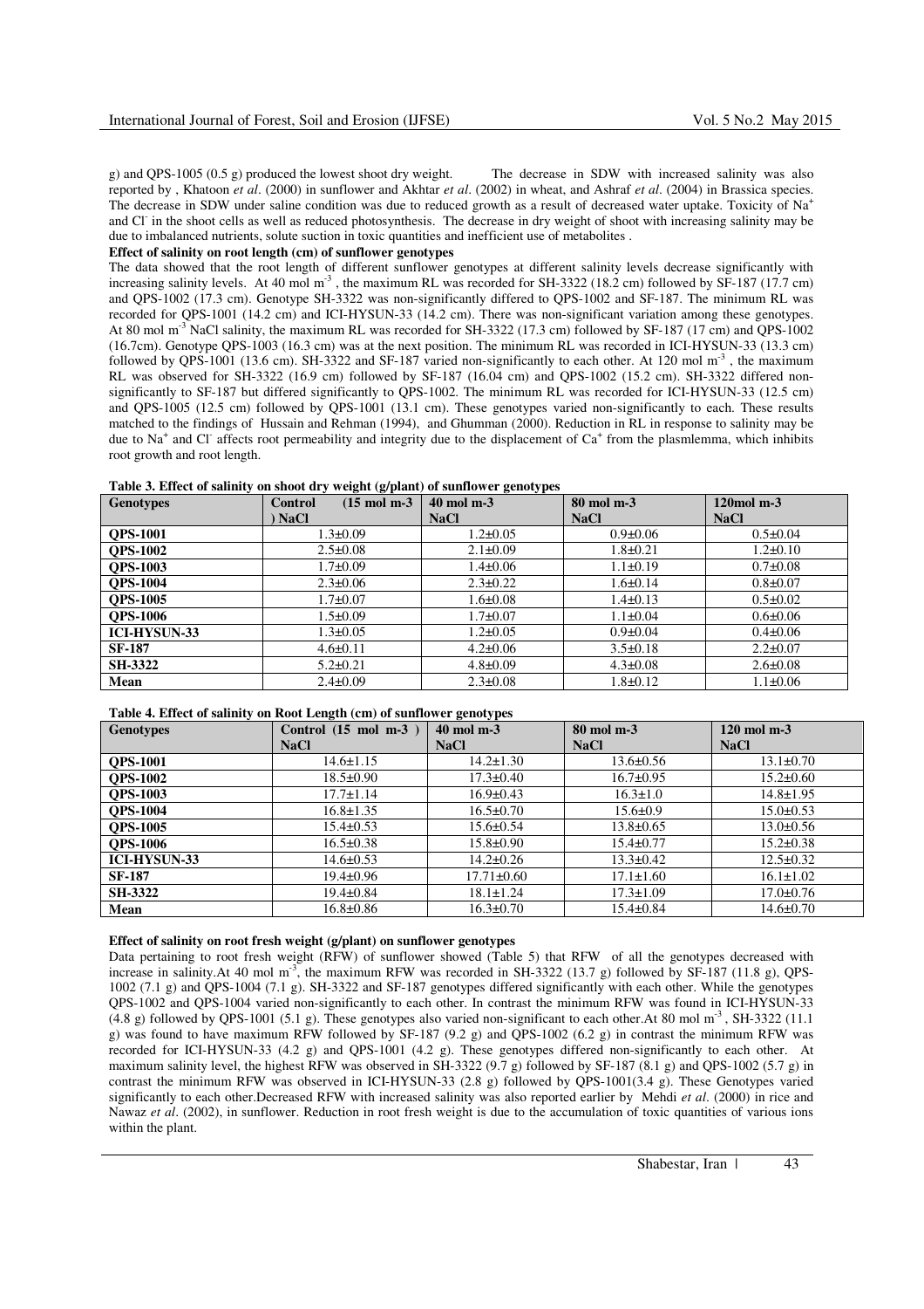g) and QPS-1005 (0.5 g) produced the lowest shoot dry weight. The decrease in SDW with increased salinity was also reported by , Khatoon *et al*. (2000) in sunflower and Akhtar *et al*. (2002) in wheat, and Ashraf *et al*. (2004) in Brassica species. The decrease in SDW under saline condition was due to reduced growth as a result of decreased water uptake. Toxicity of $Na^+$ and $Cl^-$ in the shoot cells as well as reduced photosynthesis. The decrease in dry weight of shoot with increasing salinity may be due to imbalanced nutrients, solute suction in toxic quantities and inefficient use of metabolites .

**Effect of salinity on root length (cm) of sunflower genotypes**

The data showed that the root length of different sunflower genotypes at different salinity levels decrease significantly with increasing salinity levels. At 40 mol $m^{-3}$ , the maximum RL was recorded for SH-3322 (18.2 cm) followed by SF-187 (17.7 cm) and QPS-1002 (17.3 cm). Genotype SH-3322 was non-significantly differed to QPS-1002 and SF-187. The minimum RL was recorded for QPS-1001 (14.2 cm) and ICI-HYSUN-33 (14.2 cm). There was non-significant variation among these genotypes. At 80 mol $m^{-3}$ NaCl salinity, the maximum RL was recorded for SH-3322 (17.3 cm) followed by SF-187 (17 cm) and QPS-1002 (16.7cm). Genotype QPS-1003 (16.3 cm) was at the next position. The minimum RL was recorded in ICI-HYSUN-33 (13.3 cm) followed by QPS-1001 (13.6 cm). SH-3322 and SF-187 varied non-significantly to each other. At 120 mol $m^{-3}$ , the maximum RL was observed for SH-3322 (16.9 cm) followed by SF-187 (16.04 cm) and QPS-1002 (15.2 cm). SH-3322 differed non-significantly to SF-187 but differed significantly to QPS-1002. The minimum RL was recorded for ICI-HYSUN-33 (12.5 cm) and QPS-1005 (12.5 cm) followed by QPS-1001 (13.1 cm). These genotypes varied non-significantly to each. These results matched to the findings of Hussain and Rehman (1994), and Ghumman (2000). Reduction in RL in response to salinity may be due to $Na^+$ and $Cl^-$ affects root permeability and integrity due to the displacement of $Ca^+$ from the plasmlemma, which inhibits root growth and root length.

**Table 3. Effect of salinity on shoot dry weight (g/plant) of sunflower genotypes**

| Genotypes | Control (15 mol m-3 ) NaCl | 40 mol m-3 NaCl | 80 mol m-3 NaCl | 120mol m-3 NaCl |
|---|---|---|---|---|
| **QPS-1001** | 1.3±0.09 | 1.2±0.05 | 0.9±0.06 | 0.5±0.04 |
| **QPS-1002** | 2.5±0.08 | 2.1±0.09 | 1.8±0.21 | 1.2±0.10 |
| **QPS-1003** | 1.7±0.09 | 1.4±0.06 | 1.1±0.19 | 0.7±0.08 |
| **QPS-1004** | 2.3±0.06 | 2.3±0.22 | 1.6±0.14 | 0.8±0.07 |
| **QPS-1005** | 1.7±0.07 | 1.6±0.08 | 1.4±0.13 | 0.5±0.02 |
| **QPS-1006** | 1.5±0.09 | 1.7±0.07 | 1.1±0.04 | 0.6±0.06 |
| **ICI-HYSUN-33** | 1.3±0.05 | 1.2±0.05 | 0.9±0.04 | 0.4±0.06 |
| **SF-187** | 4.6±0.11 | 4.2±0.06 | 3.5±0.18 | 2.2±0.07 |
| **SH-3322** | 5.2±0.21 | 4.8±0.09 | 4.3±0.08 | 2.6±0.08 |
| **Mean** | 2.4±0.09 | 2.3±0.08 | 1.8±0.12 | 1.1±0.06 |

**Table 4. Effect of salinity on Root Length (cm) of sunflower genotypes**

| Genotypes | Control (15 mol m-3 ) NaCl | 40 mol m-3 NaCl | 80 mol m-3 NaCl | 120 mol m-3 NaCl |
|---|---|---|---|---|
| **QPS-1001** | 14.6±1.15 | 14.2±1.30 | 13.6±0.56 | 13.1±0.70 |
| **QPS-1002** | 18.5±0.90 | 17.3±0.40 | 16.7±0.95 | 15.2±0.60 |
| **QPS-1003** | 17.7±1.14 | 16.9±0.43 | 16.3±1.0 | 14.8±1.95 |
| **QPS-1004** | 16.8±1.35 | 16.5±0.70 | 15.6±0.9 | 15.0±0.53 |
| **QPS-1005** | 15.4±0.53 | 15.6±0.54 | 13.8±0.65 | 13.0±0.56 |
| **QPS-1006** | 16.5±0.38 | 15.8±0.90 | 15.4±0.77 | 15.2±0.38 |
| **ICI-HYSUN-33** | 14.6±0.53 | 14.2±0.26 | 13.3±0.42 | 12.5±0.32 |
| **SF-187** | 19.4±0.96 | 17.71±0.60 | 17.1±1.60 | 16.1±1.02 |
| **SH-3322** | 19.4±0.84 | 18.1±1.24 | 17.3±1.09 | 17.0±0.76 |
| **Mean** | 16.8±0.86 | 16.3±0.70 | 15.4±0.84 | 14.6±0.70 |

**Effect of salinity on root fresh weight (g/plant) on sunflower genotypes**

Data pertaining to root fresh weight (RFW) of sunflower showed (Table 5) that RFW of all the genotypes decreased with increase in salinity.At 40 mol $m^{-3}$, the maximum RFW was recorded in SH-3322 (13.7 g) followed by SF-187 (11.8 g), QPS-1002 (7.1 g) and QPS-1004 (7.1 g). SH-3322 and SF-187 genotypes differed significantly with each other. While the genotypes QPS-1002 and QPS-1004 varied non-significantly to each other. In contrast the minimum RFW was found in ICI-HYSUN-33 (4.8 g) followed by QPS-1001 (5.1 g). These genotypes also varied non-significant to each other.At 80 mol $m^{-3}$ , SH-3322 (11.1 g) was found to have maximum RFW followed by SF-187 (9.2 g) and QPS-1002 (6.2 g) in contrast the minimum RFW was recorded for ICI-HYSUN-33 (4.2 g) and QPS-1001 (4.2 g). These genotypes differed non-significantly to each other. At maximum salinity level, the highest RFW was observed in SH-3322 (9.7 g) followed by SF-187 (8.1 g) and QPS-1002 (5.7 g) in contrast the minimum RFW was observed in ICI-HYSUN-33 (2.8 g) followed by QPS-1001(3.4 g). These Genotypes varied significantly to each other.Decreased RFW with increased salinity was also reported earlier by Mehdi *et al*. (2000) in rice and Nawaz *et al*. (2002), in sunflower. Reduction in root fresh weight is due to the accumulation of toxic quantities of various ions within the plant.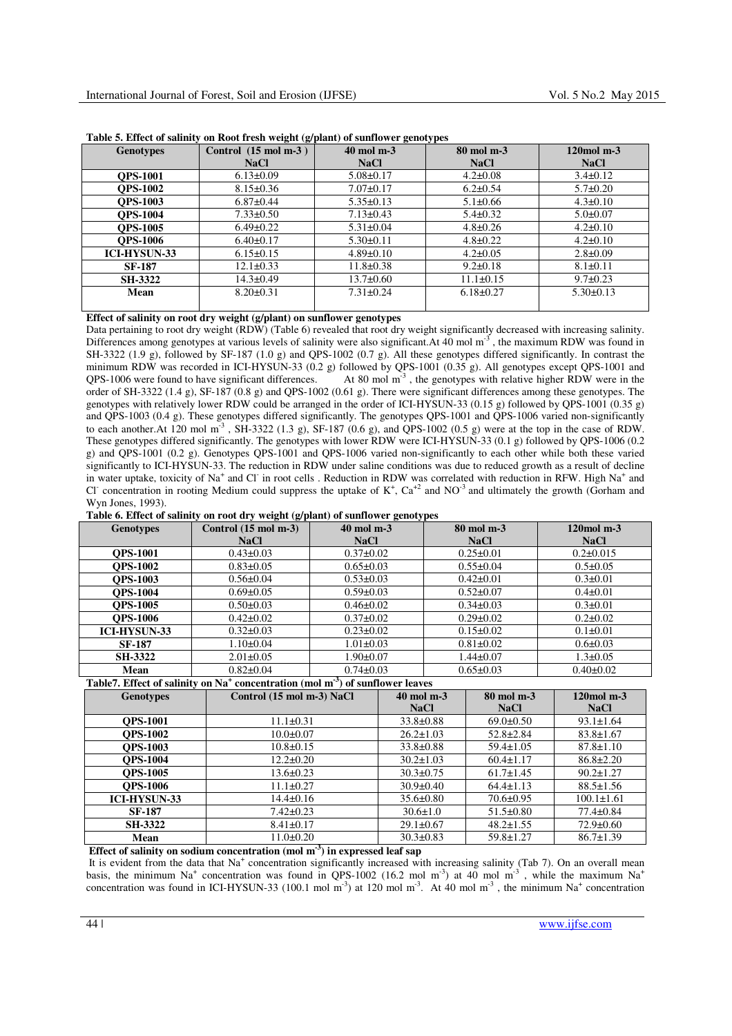**Table 5. Effect of salinity on Root fresh weight (g/plant) of sunflower genotypes**

| Genotypes | Control (15 mol m-3 ) NaCl | 40 mol m-3 NaCl | 80 mol m-3 NaCl | 120mol m-3 NaCl |
|---|---|---|---|---|
| **QPS-1001** | 6.13±0.09 | 5.08±0.17 | 4.2±0.08 | 3.4±0.12 |
| **QPS-1002** | 8.15±0.36 | 7.07±0.17 | 6.2±0.54 | 5.7±0.20 |
| **QPS-1003** | 6.87±0.44 | 5.35±0.13 | 5.1±0.66 | 4.3±0.10 |
| **QPS-1004** | 7.33±0.50 | 7.13±0.43 | 5.4±0.32 | 5.0±0.07 |
| **QPS-1005** | 6.49±0.22 | 5.31±0.04 | 4.8±0.26 | 4.2±0.10 |
| **QPS-1006** | 6.40±0.17 | 5.30±0.11 | 4.8±0.22 | 4.2±0.10 |
| **ICI-HYSUN-33** | 6.15±0.15 | 4.89±0.10 | 4.2±0.05 | 2.8±0.09 |
| **SF-187** | 12.1±0.33 | 11.8±0.38 | 9.2±0.18 | 8.1±0.11 |
| **SH-3322** | 14.3±0.49 | 13.7±0.60 | 11.1±0.15 | 9.7±0.23 |
| **Mean** | 8.20±0.31 | 7.31±0.24 | 6.18±0.27 | 5.30±0.13 |

**Effect of salinity on root dry weight (g/plant) on sunflower genotypes**

Data pertaining to root dry weight (RDW) (Table 6) revealed that root dry weight significantly decreased with increasing salinity. Differences among genotypes at various levels of salinity were also significant.At 40 mol $m^{-3}$ , the maximum RDW was found in SH-3322 (1.9 g), followed by SF-187 (1.0 g) and QPS-1002 (0.7 g). All these genotypes differed significantly. In contrast the minimum RDW was recorded in ICI-HYSUN-33 (0.2 g) followed by QPS-1001 (0.35 g). All genotypes except QPS-1001 and QPS-1006 were found to have significant differences. At 80 mol $m^{-3}$ , the genotypes with relative higher RDW were in the order of SH-3322 (1.4 g), SF-187 (0.8 g) and QPS-1002 (0.61 g). There were significant differences among these genotypes. The genotypes with relatively lower RDW could be arranged in the order of ICI-HYSUN-33 (0.15 g) followed by QPS-1001 (0.35 g) and QPS-1003 (0.4 g). These genotypes differed significantly. The genotypes QPS-1001 and QPS-1006 varied non-significantly to each another.At 120 mol $m^{-3}$ , SH-3322 (1.3 g), SF-187 (0.6 g), and QPS-1002 (0.5 g) were at the top in the case of RDW. These genotypes differed significantly. The genotypes with lower RDW were ICI-HYSUN-33 (0.1 g) followed by QPS-1006 (0.2 g) and QPS-1001 (0.2 g). Genotypes QPS-1001 and QPS-1006 varied non-significantly to each other while both these varied significantly to ICI-HYSUN-33. The reduction in RDW under saline conditions was due to reduced growth as a result of decline in water uptake, toxicity of $Na^+$ and $Cl^-$ in root cells . Reduction in RDW was correlated with reduction in RFW. High $Na^+$ and $Cl^-$ concentration in rooting Medium could suppress the uptake of $K^+$, $Ca^{+2}$ and $NO^{-3}$ and ultimately the growth (Gorham and Wyn Jones, 1993).

**Table 6. Effect of salinity on root dry weight (g/plant) of sunflower genotypes**

| Genotypes | Control (15 mol m-3) NaCl | 40 mol m-3 NaCl | 80 mol m-3 NaCl | 120mol m-3 NaCl |
|---|---|---|---|---|
| **QPS-1001** | 0.43±0.03 | 0.37±0.02 | 0.25±0.01 | 0.2±0.015 |
| **QPS-1002** | 0.83±0.05 | 0.65±0.03 | 0.55±0.04 | 0.5±0.05 |
| **QPS-1003** | 0.56±0.04 | 0.53±0.03 | 0.42±0.01 | 0.3±0.01 |
| **QPS-1004** | 0.69±0.05 | 0.59±0.03 | 0.52±0.07 | 0.4±0.01 |
| **QPS-1005** | 0.50±0.03 | 0.46±0.02 | 0.34±0.03 | 0.3±0.01 |
| **QPS-1006** | 0.42±0.02 | 0.37±0.02 | 0.29±0.02 | 0.2±0.02 |
| **ICI-HYSUN-33** | 0.32±0.03 | 0.23±0.02 | 0.15±0.02 | 0.1±0.01 |
| **SF-187** | 1.10±0.04 | 1.01±0.03 | 0.81±0.02 | 0.6±0.03 |
| **SH-3322** | 2.01±0.05 | 1.90±0.07 | 1.44±0.07 | 1.3±0.05 |
| **Mean** | 0.82±0.04 | 0.74±0.03 | 0.65±0.03 | 0.40±0.02 |

**Table7. Effect of salinity on $Na^+$ concentration (mol $m^{-3}$) of sunflower leaves**

| Genotypes | Control (15 mol m-3) NaCl | 40 mol m-3 NaCl | 80 mol m-3 NaCl | 120mol m-3 NaCl |
|---|---|---|---|---|
| **QPS-1001** | 11.1±0.31 | 33.8±0.88 | 69.0±0.50 | 93.1±1.64 |
| **QPS-1002** | 10.0±0.07 | 26.2±1.03 | 52.8±2.84 | 83.8±1.67 |
| **QPS-1003** | 10.8±0.15 | 33.8±0.88 | 59.4±1.05 | 87.8±1.10 |
| **QPS-1004** | 12.2±0.20 | 30.2±1.03 | 60.4±1.17 | 86.8±2.20 |
| **QPS-1005** | 13.6±0.23 | 30.3±0.75 | 61.7±1.45 | 90.2±1.27 |
| **QPS-1006** | 11.1±0.27 | 30.9±0.40 | 64.4±1.13 | 88.5±1.56 |
| **ICI-HYSUN-33** | 14.4±0.16 | 35.6±0.80 | 70.6±0.95 | 100.1±1.61 |
| **SF-187** | 7.42±0.23 | 30.6±1.0 | 51.5±0.80 | 77.4±0.84 |
| **SH-3322** | 8.41±0.17 | 29.1±0.67 | 48.2±1.55 | 72.9±0.60 |
| **Mean** | 11.0±0.20 | 30.3±0.83 | 59.8±1.27 | 86.7±1.39 |

**Effect of salinity on sodium concentration (mol $m^{-3}$) in expressed leaf sap**

It is evident from the data that $Na^+$ concentration significantly increased with increasing salinity (Tab 7). On an overall mean basis, the minimum $Na^+$ concentration was found in QPS-1002 (16.2 mol $m^{-3}$) at 40 mol $m^{-3}$ , while the maximum $Na^+$ concentration was found in ICI-HYSUN-33 (100.1 mol $m^{-3}$) at 120 mol $m^{-3}$. At 40 mol $m^{-3}$ , the minimum $Na^+$ concentration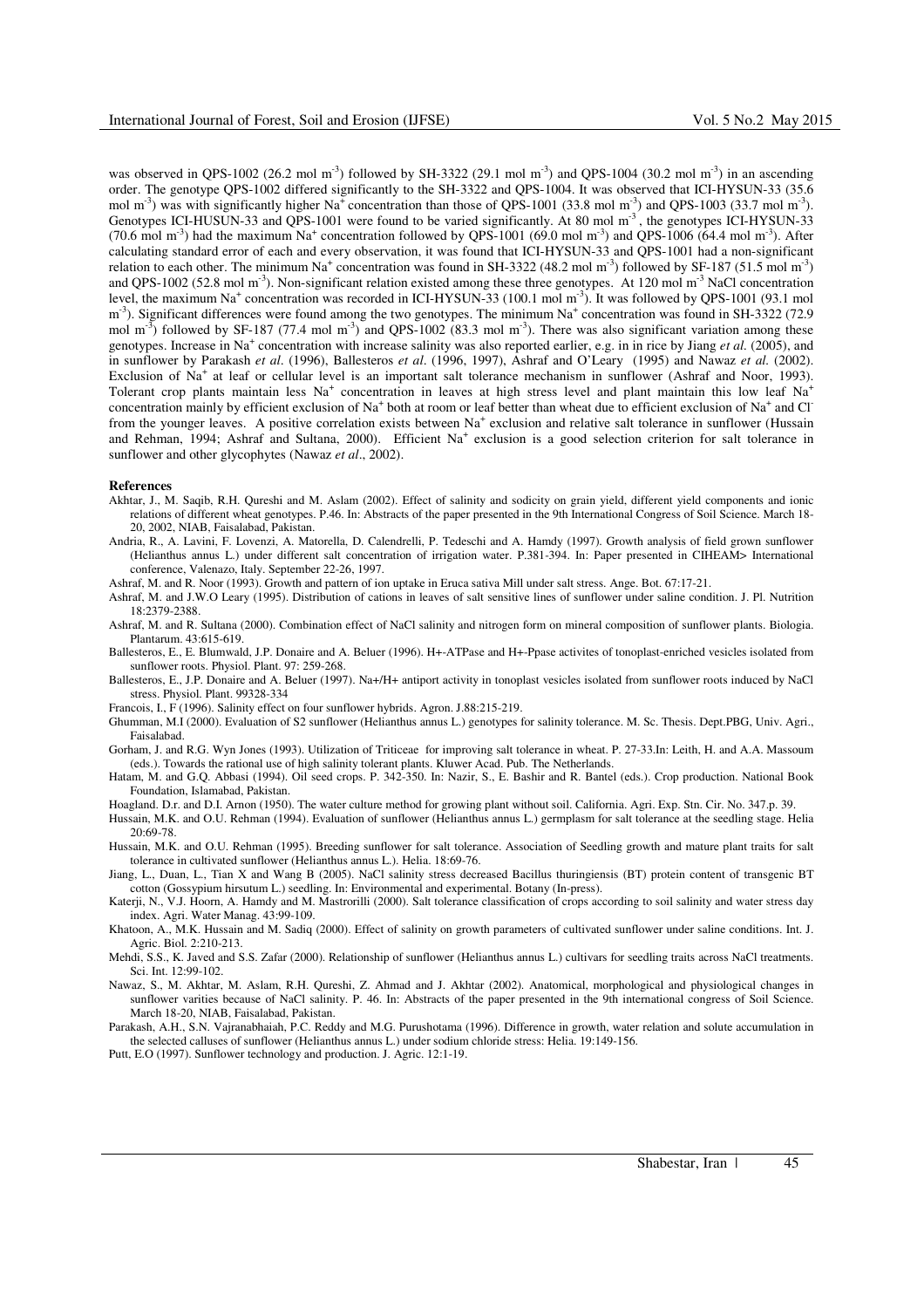was observed in QPS-1002 (26.2 mol $m^{-3}$) followed by SH-3322 (29.1 mol $m^{-3}$) and QPS-1004 (30.2 mol $m^{-3}$) in an ascending order. The genotype QPS-1002 differed significantly to the SH-3322 and QPS-1004. It was observed that ICI-HYSUN-33 (35.6 mol $m^{-3}$) was with significantly higher $Na^+$ concentration than those of QPS-1001 (33.8 mol $m^{-3}$) and QPS-1003 (33.7 mol $m^{-3}$). Genotypes ICI-HUSUN-33 and QPS-1001 were found to be varied significantly. At 80 mol $m^{-3}$ , the genotypes ICI-HYSUN-33 (70.6 mol $m^{-3}$) had the maximum $Na^+$ concentration followed by QPS-1001 (69.0 mol $m^{-3}$) and QPS-1006 (64.4 mol $m^{-3}$). After calculating standard error of each and every observation, it was found that ICI-HYSUN-33 and QPS-1001 had a non-significant relation to each other. The minimum $Na^+$ concentration was found in SH-3322 (48.2 mol $m^{-3}$) followed by SF-187 (51.5 mol $m^{-3}$) and QPS-1002 (52.8 mol $m^{-3}$). Non-significant relation existed among these three genotypes. At 120 mol $m^{-3}$ NaCl concentration level, the maximum $Na^+$ concentration was recorded in ICI-HYSUN-33 (100.1 mol $m^{-3}$). It was followed by QPS-1001 (93.1 mol $m^{-3}$). Significant differences were found among the two genotypes. The minimum $Na^+$ concentration was found in SH-3322 (72.9 mol $m^{-3}$) followed by SF-187 (77.4 mol $m^{-3}$) and QPS-1002 (83.3 mol $m^{-3}$). There was also significant variation among these genotypes. Increase in $Na^+$ concentration with increase salinity was also reported earlier, e.g. in in rice by Jiang *et al*. (2005), and in sunflower by Parakash *et al*. (1996), Ballesteros *et al*. (1996, 1997), Ashraf and O'Leary (1995) and Nawaz *et al.* (2002). Exclusion of $Na^+$ at leaf or cellular level is an important salt tolerance mechanism in sunflower (Ashraf and Noor, 1993). Tolerant crop plants maintain less $Na^+$ concentration in leaves at high stress level and plant maintain this low leaf $Na^+$ concentration mainly by efficient exclusion of $Na^+$ both at room or leaf better than wheat due to efficient exclusion of $Na^+$ and $Cl^-$ from the younger leaves. A positive correlation exists between $Na^+$ exclusion and relative salt tolerance in sunflower (Hussain and Rehman, 1994; Ashraf and Sultana, 2000). Efficient $Na^+$ exclusion is a good selection criterion for salt tolerance in sunflower and other glycophytes (Nawaz *et al*., 2002).

## References

Akhtar, J., M. Saqib, R.H. Qureshi and M. Aslam (2002). Effect of salinity and sodicity on grain yield, different yield components and ionic relations of different wheat genotypes. P.46. In: Abstracts of the paper presented in the 9th International Congress of Soil Science. March 18-20, 2002, NIAB, Faisalabad, Pakistan.

Andria, R., A. Lavini, F. Lovenzi, A. Matorella, D. Calendrelli, P. Tedeschi and A. Hamdy (1997). Growth analysis of field grown sunflower (Helianthus annus L.) under different salt concentration of irrigation water. P.381-394. In: Paper presented in CIHEAM> International conference, Valenazo, Italy. September 22-26, 1997.

Ashraf, M. and R. Noor (1993). Growth and pattern of ion uptake in Eruca sativa Mill under salt stress. Ange. Bot. 67:17-21.

Ashraf, M. and J.W.O Leary (1995). Distribution of cations in leaves of salt sensitive lines of sunflower under saline condition. J. Pl. Nutrition 18:2379-2388.

Ashraf, M. and R. Sultana (2000). Combination effect of NaCl salinity and nitrogen form on mineral composition of sunflower plants. Biologia. Plantarum. 43:615-619.

Ballesteros, E., E. Blumwald, J.P. Donaire and A. Beluer (1996). H+-ATPase and H+-Ppase activites of tonoplast-enriched vesicles isolated from sunflower roots. Physiol. Plant. 97: 259-268.

Ballesteros, E., J.P. Donaire and A. Beluer (1997). Na+/H+ antiport activity in tonoplast vesicles isolated from sunflower roots induced by NaCl stress. Physiol. Plant. 99328-334

Francois, I., F (1996). Salinity effect on four sunflower hybrids. Agron. J.88:215-219.

Ghumman, M.I (2000). Evaluation of S2 sunflower (Helianthus annus L.) genotypes for salinity tolerance. M. Sc. Thesis. Dept.PBG, Univ. Agri., Faisalabad.

Gorham, J. and R.G. Wyn Jones (1993). Utilization of Triticeae for improving salt tolerance in wheat. P. 27-33.In: Leith, H. and A.A. Massoum (eds.). Towards the rational use of high salinity tolerant plants. Kluwer Acad. Pub. The Netherlands.

Hatam, M. and G.Q. Abbasi (1994). Oil seed crops. P. 342-350. In: Nazir, S., E. Bashir and R. Bantel (eds.). Crop production. National Book Foundation, Islamabad, Pakistan.

Hoagland. D.r. and D.I. Arnon (1950). The water culture method for growing plant without soil. California. Agri. Exp. Stn. Cir. No. 347.p. 39.

Hussain, M.K. and O.U. Rehman (1994). Evaluation of sunflower (Helianthus annus L.) germplasm for salt tolerance at the seedling stage. Helia 20:69-78.

Hussain, M.K. and O.U. Rehman (1995). Breeding sunflower for salt tolerance. Association of Seedling growth and mature plant traits for salt tolerance in cultivated sunflower (Helianthus annus L.). Helia. 18:69-76.

Jiang, L., Duan, L., Tian X and Wang B (2005). NaCl salinity stress decreased Bacillus thuringiensis (BT) protein content of transgenic BT cotton (Gossypium hirsutum L.) seedling. In: Environmental and experimental. Botany (In-press).

Katerji, N., V.J. Hoorn, A. Hamdy and M. Mastrorilli (2000). Salt tolerance classification of crops according to soil salinity and water stress day index. Agri. Water Manag. 43:99-109.

Khatoon, A., M.K. Hussain and M. Sadiq (2000). Effect of salinity on growth parameters of cultivated sunflower under saline conditions. Int. J. Agric. Biol. 2:210-213.

Mehdi, S.S., K. Javed and S.S. Zafar (2000). Relationship of sunflower (Helianthus annus L.) cultivars for seedling traits across NaCl treatments. Sci. Int. 12:99-102.

Nawaz, S., M. Akhtar, M. Aslam, R.H. Qureshi, Z. Ahmad and J. Akhtar (2002). Anatomical, morphological and physiological changes in sunflower varities because of NaCl salinity. P. 46. In: Abstracts of the paper presented in the 9th international congress of Soil Science. March 18-20, NIAB, Faisalabad, Pakistan.

Parakash, A.H., S.N. Vajranabhaiah, P.C. Reddy and M.G. Purushotama (1996). Difference in growth, water relation and solute accumulation in the selected calluses of sunflower (Helianthus annus L.) under sodium chloride stress: Helia. 19:149-156.

Putt, E.O (1997). Sunflower technology and production. J. Agric. 12:1-19.